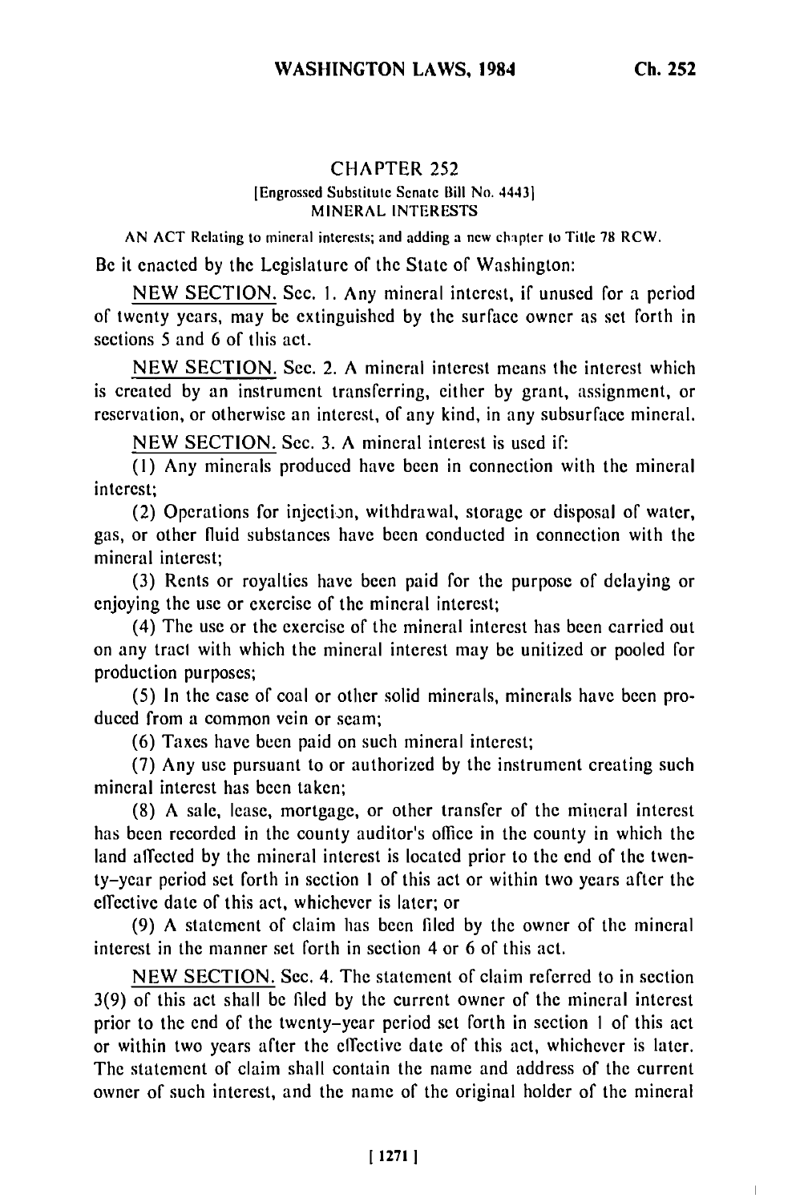# CHAPTER 252

[Engrossed Substitute Senate Bill No. 4443]

MINERAL INTERESTS

AN ACT Relating to mineral interests; and adding a new chapter to Title 78 RCW.

Be it enacted by the Legislature of the State of Washington:

NEW SECTION. Sec. 1. Any mineral interest, if unused for a period of twenty years, may be extinguished by the surface owner as set forth in sections 5 and 6 of this act.

NEW SECTION. Sec. 2. A mineral interest means the interest which is created by an instrument transferring, either by grant, assignment, or reservation, or otherwise an interest, of any kind, in any subsurface mineral.

NEW SECTION. Sec. 3. A mineral interest is used if:

(1) Any minerals produced have been in connection with the mineral interest;

(2) Operations for injection, withdrawal, storage or disposal of water, gas, or other fluid substances have been conducted in connection with the mineral interest;

(3) Rents or royalties have been paid for the purpose of delaying or enjoying the use or exercise of the mineral interest;

(4) The use or the exercise of the mineral interest has been carried out on any tract with which the mineral interest may be unitized or pooled for production purposes;

(5) In the case of coal or other solid minerals, minerals have been produced from a common vein or seam;

(6) Taxes have been paid on such mineral interest;

(7) Any use pursuant to or authorized by the instrument creating such mineral interest has been taken;

(8) A sale, lease, mortgage, or other transfer of the mineral interest has been recorded in the county auditor's office in the county in which the land affected by the mineral interest is located prior to the end of the twenty-year period set forth in section 1 of this act or within two years after the effective date of this act, whichever is later; or

(9) A statement of claim has been filed by the owner of the mineral interest in the manner set forth in section 4 or 6 of this act.

NEW SECTION. Sec. 4. The statement of claim referred to in section 3(9) of this act shall be filed by the current owner of the mineral interest prior to the end of the twenty-year period set forth in section 1 of this act or within two years after the effective date of this act, whichever is later. The statement of claim shall contain the name and address of the current owner of such interest, and the name of the original holder of the mineral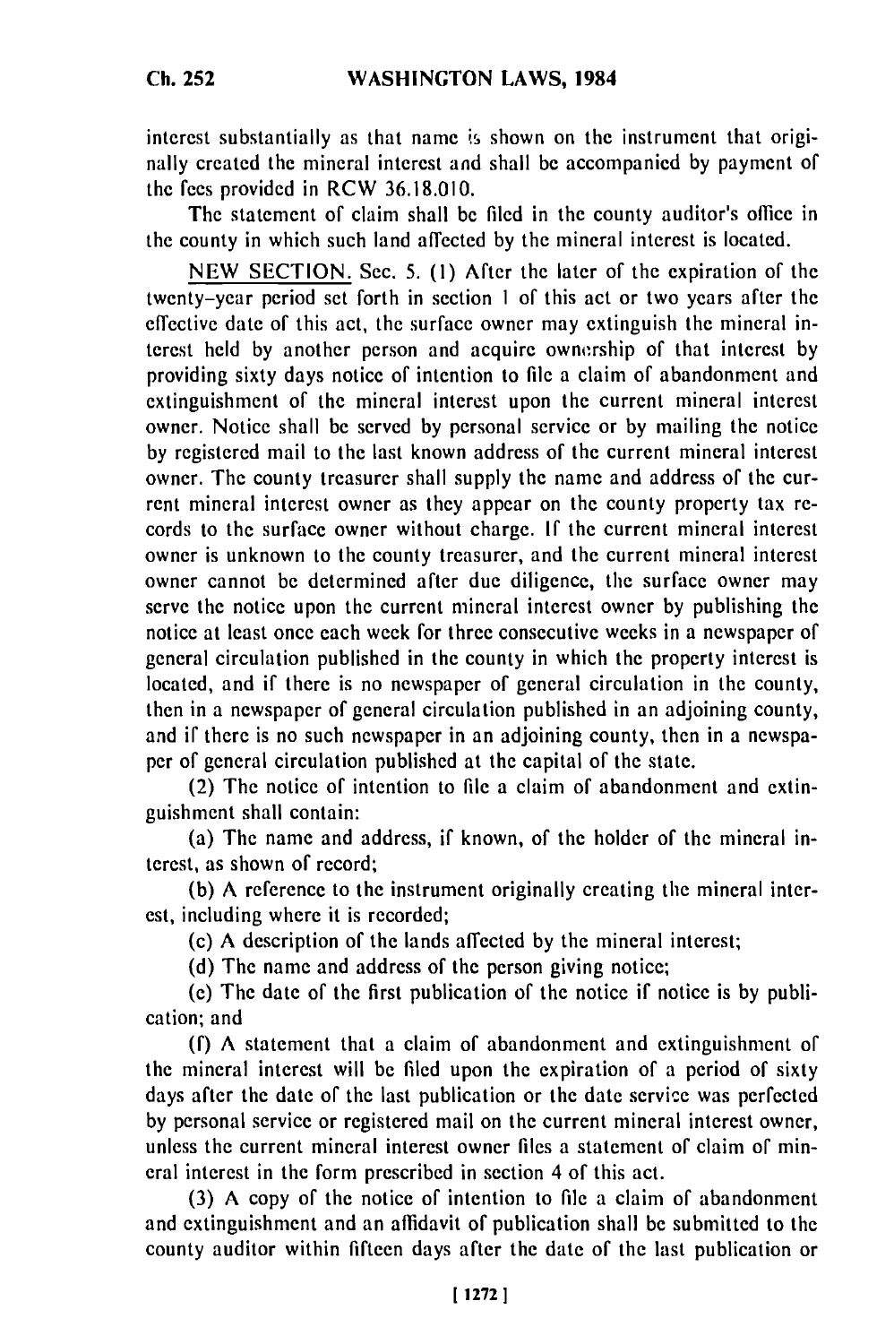interest substantially as that name is shown on the instrument that originally created the mineral interest and shall be accompanied by payment of the fees provided in RCW 36.18.010.

The statement of claim shall be filed in the county auditor's office in the county in which such land affected by the mineral interest is located.

NEW SECTION. Sec. 5. (1) After the later of the expiration of the twenty-year period set forth in section 1 of this act or two years after the effective date of this act, the surface owner may extinguish the mineral interest held by another person and acquire ownership of that interest by providing sixty days notice of intention to file a claim of abandonment and extinguishment of the mineral interest upon the current mineral interest owner. Notice shall be served by personal service or by mailing the notice by registered mail to the last known address of the current mineral interest owner. The county treasurer shall supply the name and address of the current mineral interest owner as they appear on the county property tax records to the surface owner without charge. If the current mineral interest owner is unknown to the county treasurer, and the current mineral interest owner cannot be determined after due diligence, the surface owner may serve the notice upon the current mineral interest owner by publishing the notice at least once each week for three consecutive weeks in a newspaper of general circulation published in the county in which the property interest is located, and if there is no newspaper of general circulation in the county, then in a newspaper of general circulation published in an adjoining county, and if there is no such newspaper in an adjoining county, then in a newspaper of general circulation published at the capital of the state.

(2) The notice of intention to file a claim of abandonment and extinguishment shall contain:

(a) The name and address, if known, of the holder of the mineral interest, as shown of record;

(b) A reference to the instrument originally creating the mineral interest, including where it is recorded;

(c) A description of the lands affected by the mineral interest;

(d) The name and address of the person giving notice;

(e) The date of the first publication of the notice if notice is by publication; and

(f) A statement that a claim of abandonment and extinguishment of the mineral interest will be filed upon the expiration of a period of sixty days after the date of the last publication or the date service was perfected by personal service or registered mail on the current mineral interest owner, unless the current mineral interest owner files a statement of claim of mineral interest in the form prescribed in section 4 of this act.

(3) A copy of the notice of intention to file a claim of abandonment and extinguishment and an affidavit of publication shall be submitted to the county auditor within fifteen days after the date of the last publication or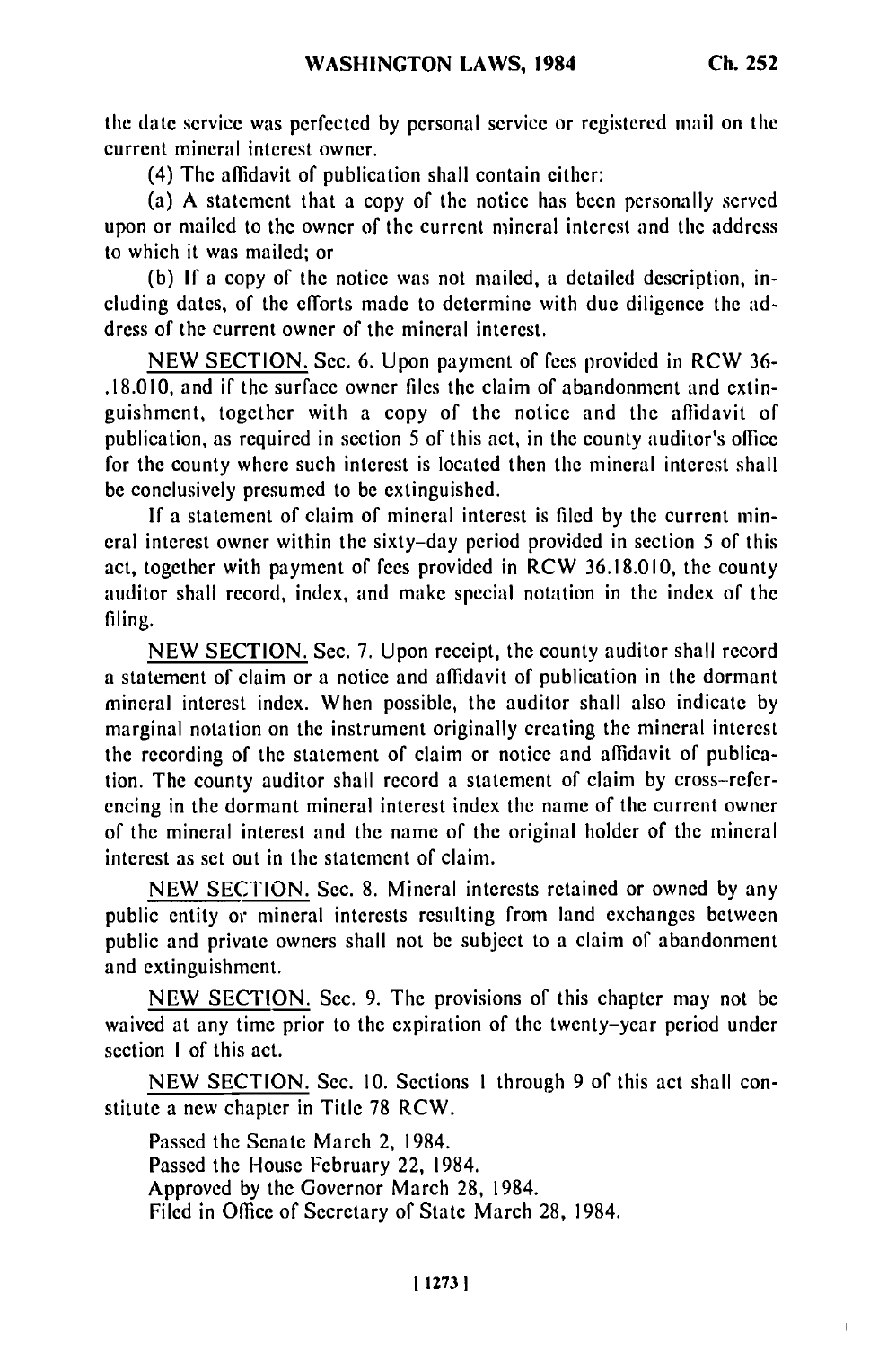the date service was perfected by personal service or registered mail on the current mineral interest owner.

(4) The affidavit of publication shall contain either:

(a) A statement that a copy of the notice has been personally served upon or mailed to the owner of the current mineral interest and the address to which it was mailed; or

(b) If a copy of the notice was not mailed, a detailed description, including dates, of the efforts made to determine with due diligence the address of the current owner of the mineral interest.

NEW SECTION. Sec. 6. Upon payment of fees provided in RCW 36-.18.010, and if the surface owner files the claim of abandonment and extinguishment, together with a copy of the notice and the affidavit of publication, as required in section 5 of this act, in the county auditor's office for the county where such interest is located then the mineral interest shall be conclusively presumed to be extinguished.

If a statement of claim of mineral interest is filed by the current mineral interest owner within the sixty-day period provided in section 5 of this act, together with payment of fees provided in RCW 36.18.010, the county auditor shall record, index, and make special notation in the index of the filing.

NEW SECTION. Sec. 7. Upon receipt, the county auditor shall record a statement of claim or a notice and affidavit of publication in the dormant mineral interest index. When possible, the auditor shall also indicate by marginal notation on the instrument originally creating the mineral interest the recording of the statement of claim or notice and affidavit of publication. The county auditor shall record a statement of claim by cross-referencing in the dormant mineral interest index the name of the current owner of the mineral interest and the name of the original holder of the mineral interest as set out in the statement of claim.

NEW SECTION. Sec. 8. Mineral interests retained or owned by any public entity or mineral interests resulting from land exchanges between public and private owners shall not be subject to a claim of abandonment and extinguishment.

NEW SECTION. Sec. 9. The provisions of this chapter may not be waived at any time prior to the expiration of the twenty-year period under section 1 of this act.

NEW SECTION. Sec. 10. Sections 1 through 9 of this act shall constitute a new chapter in Title 78 RCW.

Passed the Senate March 2, 1984.
Passed the House February 22, 1984.
Approved by the Governor March 28, 1984.
Filed in Office of Secretary of State March 28, 1984.